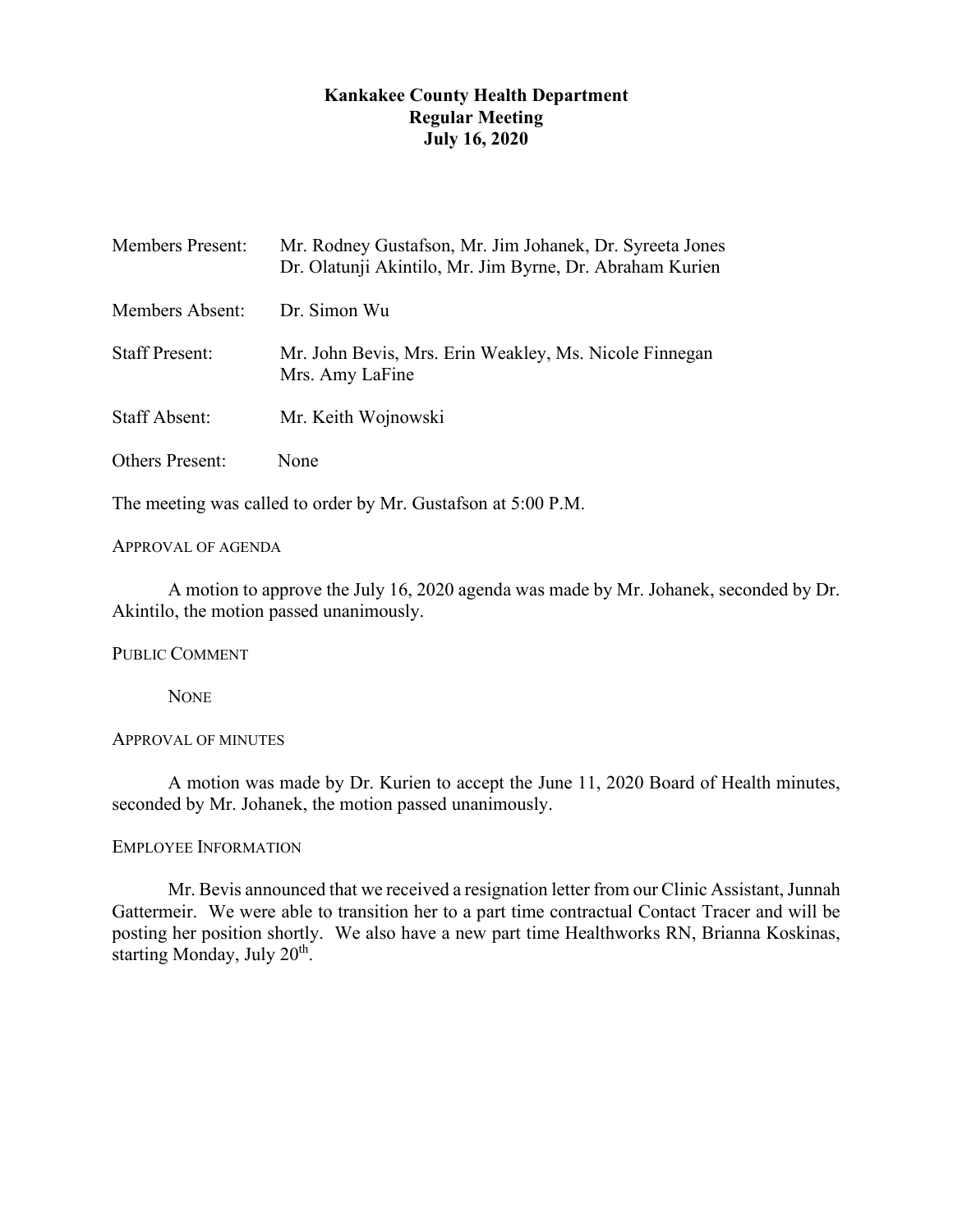# Kankakee County Health Department
## Regular Meeting
## July 16, 2020

| | |
|---|---|
| Members Present: | Mr. Rodney Gustafson, Mr. Jim Johanek, Dr. Syreeta Jones<br>Dr. Olatunji Akintilo, Mr. Jim Byrne, Dr. Abraham Kurien |
| Members Absent: | Dr. Simon Wu |
| Staff Present: | Mr. John Bevis, Mrs. Erin Weakley, Ms. Nicole Finnegan<br>Mrs. Amy LaFine |
| Staff Absent: | Mr. Keith Wojnowski |
| Others Present: | None |

The meeting was called to order by Mr. Gustafson at 5:00 P.M.

APPROVAL OF AGENDA

A motion to approve the July 16, 2020 agenda was made by Mr. Johanek, seconded by Dr. Akintilo, the motion passed unanimously.

PUBLIC COMMENT

NONE

APPROVAL OF MINUTES

A motion was made by Dr. Kurien to accept the June 11, 2020 Board of Health minutes, seconded by Mr. Johanek, the motion passed unanimously.

EMPLOYEE INFORMATION

Mr. Bevis announced that we received a resignation letter from our Clinic Assistant, Junnah Gattermeir. We were able to transition her to a part time contractual Contact Tracer and will be posting her position shortly. We also have a new part time Healthworks RN, Brianna Koskinas, starting Monday, July 20th.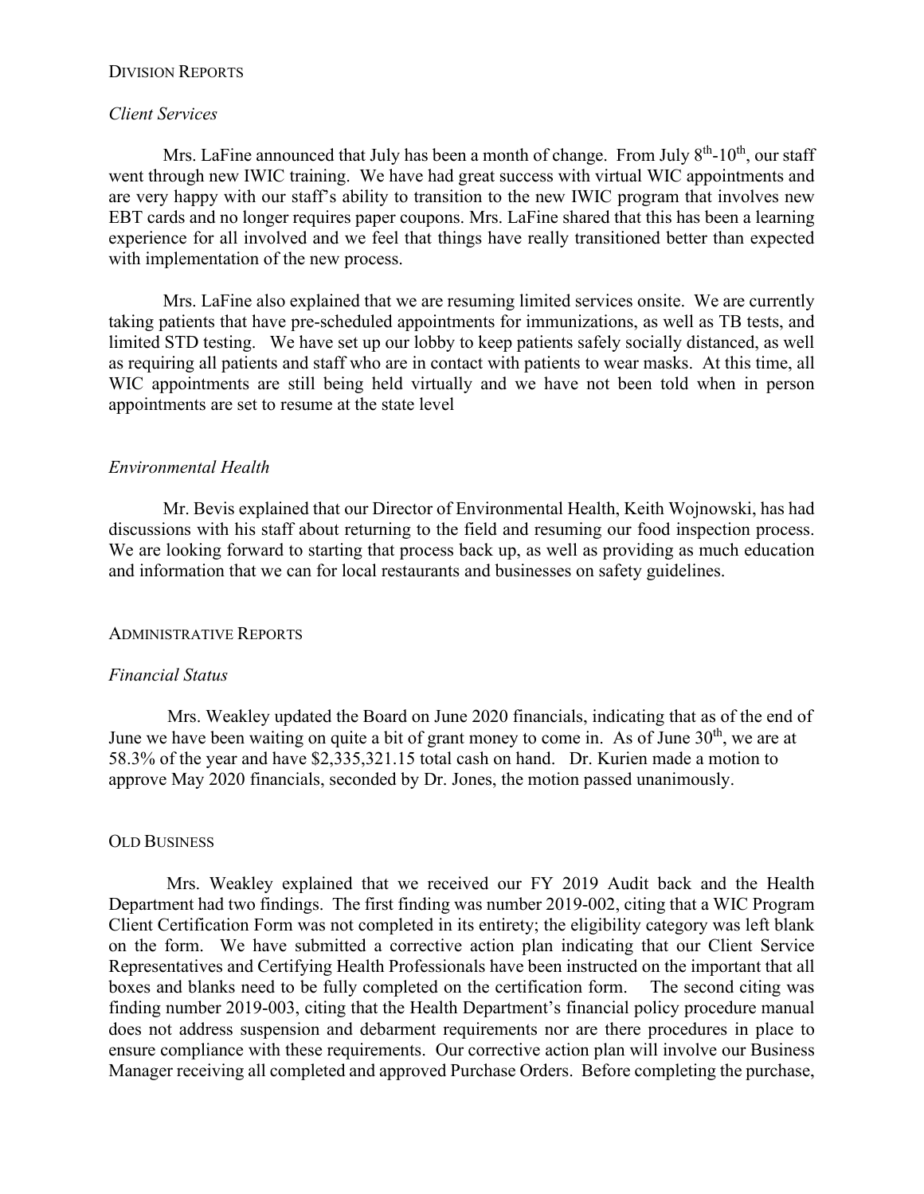## Division Reports

### *Client Services*

Mrs. LaFine announced that July has been a month of change. From July 8th-10th, our staff went through new IWIC training. We have had great success with virtual WIC appointments and are very happy with our staff's ability to transition to the new IWIC program that involves new EBT cards and no longer requires paper coupons. Mrs. LaFine shared that this has been a learning experience for all involved and we feel that things have really transitioned better than expected with implementation of the new process.

Mrs. LaFine also explained that we are resuming limited services onsite. We are currently taking patients that have pre-scheduled appointments for immunizations, as well as TB tests, and limited STD testing. We have set up our lobby to keep patients safely socially distanced, as well as requiring all patients and staff who are in contact with patients to wear masks. At this time, all WIC appointments are still being held virtually and we have not been told when in person appointments are set to resume at the state level

### *Environmental Health*

Mr. Bevis explained that our Director of Environmental Health, Keith Wojnowski, has had discussions with his staff about returning to the field and resuming our food inspection process. We are looking forward to starting that process back up, as well as providing as much education and information that we can for local restaurants and businesses on safety guidelines.

## Administrative Reports

### *Financial Status*

Mrs. Weakley updated the Board on June 2020 financials, indicating that as of the end of June we have been waiting on quite a bit of grant money to come in. As of June 30th, we are at 58.3% of the year and have $2,335,321.15 total cash on hand. Dr. Kurien made a motion to approve May 2020 financials, seconded by Dr. Jones, the motion passed unanimously.

## Old Business

Mrs. Weakley explained that we received our FY 2019 Audit back and the Health Department had two findings. The first finding was number 2019-002, citing that a WIC Program Client Certification Form was not completed in its entirety; the eligibility category was left blank on the form. We have submitted a corrective action plan indicating that our Client Service Representatives and Certifying Health Professionals have been instructed on the important that all boxes and blanks need to be fully completed on the certification form. The second citing was finding number 2019-003, citing that the Health Department's financial policy procedure manual does not address suspension and debarment requirements nor are there procedures in place to ensure compliance with these requirements. Our corrective action plan will involve our Business Manager receiving all completed and approved Purchase Orders. Before completing the purchase,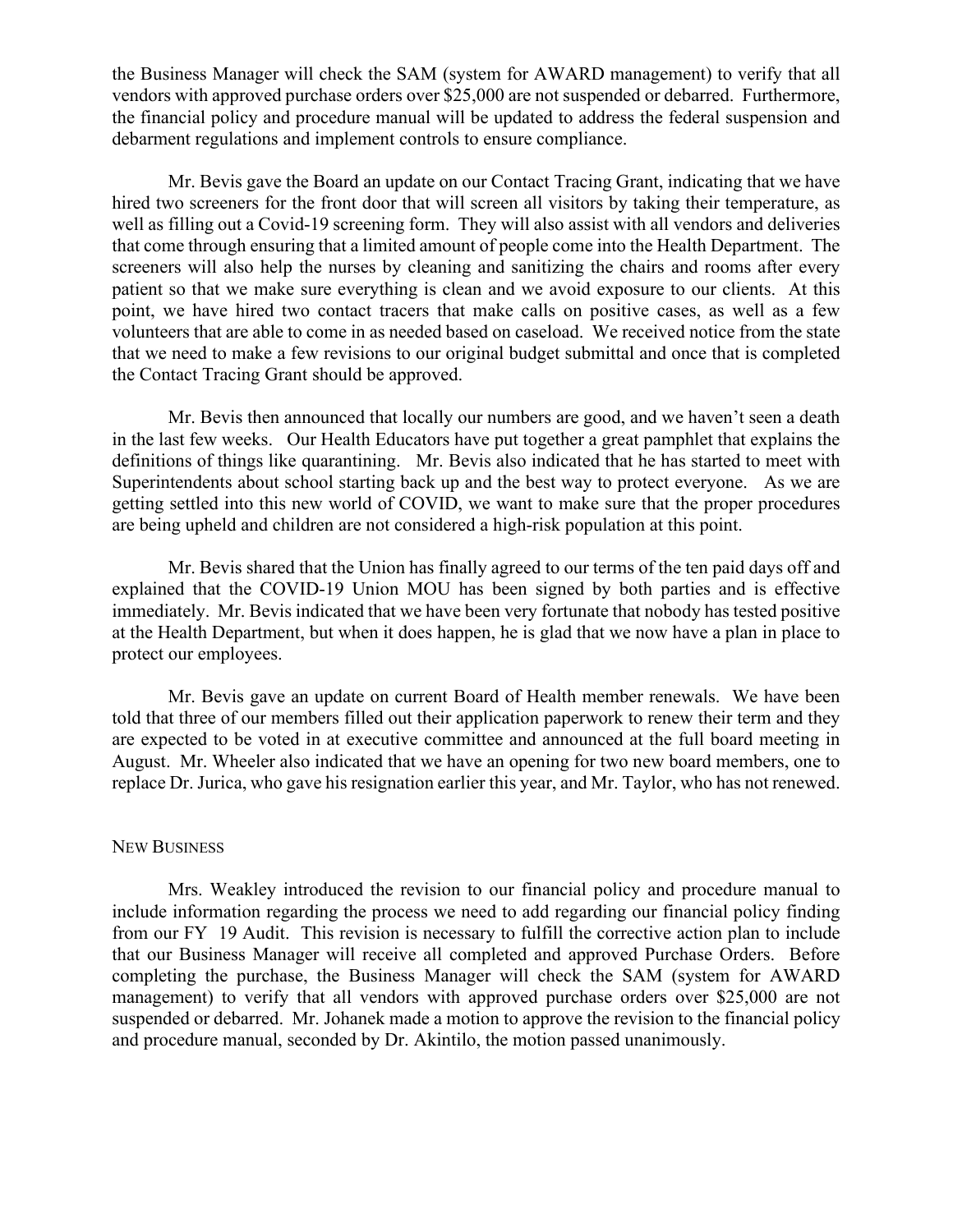the Business Manager will check the SAM (system for AWARD management) to verify that all vendors with approved purchase orders over $25,000 are not suspended or debarred. Furthermore, the financial policy and procedure manual will be updated to address the federal suspension and debarment regulations and implement controls to ensure compliance.

Mr. Bevis gave the Board an update on our Contact Tracing Grant, indicating that we have hired two screeners for the front door that will screen all visitors by taking their temperature, as well as filling out a Covid-19 screening form. They will also assist with all vendors and deliveries that come through ensuring that a limited amount of people come into the Health Department. The screeners will also help the nurses by cleaning and sanitizing the chairs and rooms after every patient so that we make sure everything is clean and we avoid exposure to our clients. At this point, we have hired two contact tracers that make calls on positive cases, as well as a few volunteers that are able to come in as needed based on caseload. We received notice from the state that we need to make a few revisions to our original budget submittal and once that is completed the Contact Tracing Grant should be approved.

Mr. Bevis then announced that locally our numbers are good, and we haven't seen a death in the last few weeks. Our Health Educators have put together a great pamphlet that explains the definitions of things like quarantining. Mr. Bevis also indicated that he has started to meet with Superintendents about school starting back up and the best way to protect everyone. As we are getting settled into this new world of COVID, we want to make sure that the proper procedures are being upheld and children are not considered a high-risk population at this point.

Mr. Bevis shared that the Union has finally agreed to our terms of the ten paid days off and explained that the COVID-19 Union MOU has been signed by both parties and is effective immediately. Mr. Bevis indicated that we have been very fortunate that nobody has tested positive at the Health Department, but when it does happen, he is glad that we now have a plan in place to protect our employees.

Mr. Bevis gave an update on current Board of Health member renewals. We have been told that three of our members filled out their application paperwork to renew their term and they are expected to be voted in at executive committee and announced at the full board meeting in August. Mr. Wheeler also indicated that we have an opening for two new board members, one to replace Dr. Jurica, who gave his resignation earlier this year, and Mr. Taylor, who has not renewed.

## New Business

Mrs. Weakley introduced the revision to our financial policy and procedure manual to include information regarding the process we need to add regarding our financial policy finding from our FY 19 Audit. This revision is necessary to fulfill the corrective action plan to include that our Business Manager will receive all completed and approved Purchase Orders. Before completing the purchase, the Business Manager will check the SAM (system for AWARD management) to verify that all vendors with approved purchase orders over $25,000 are not suspended or debarred. Mr. Johanek made a motion to approve the revision to the financial policy and procedure manual, seconded by Dr. Akintilo, the motion passed unanimously.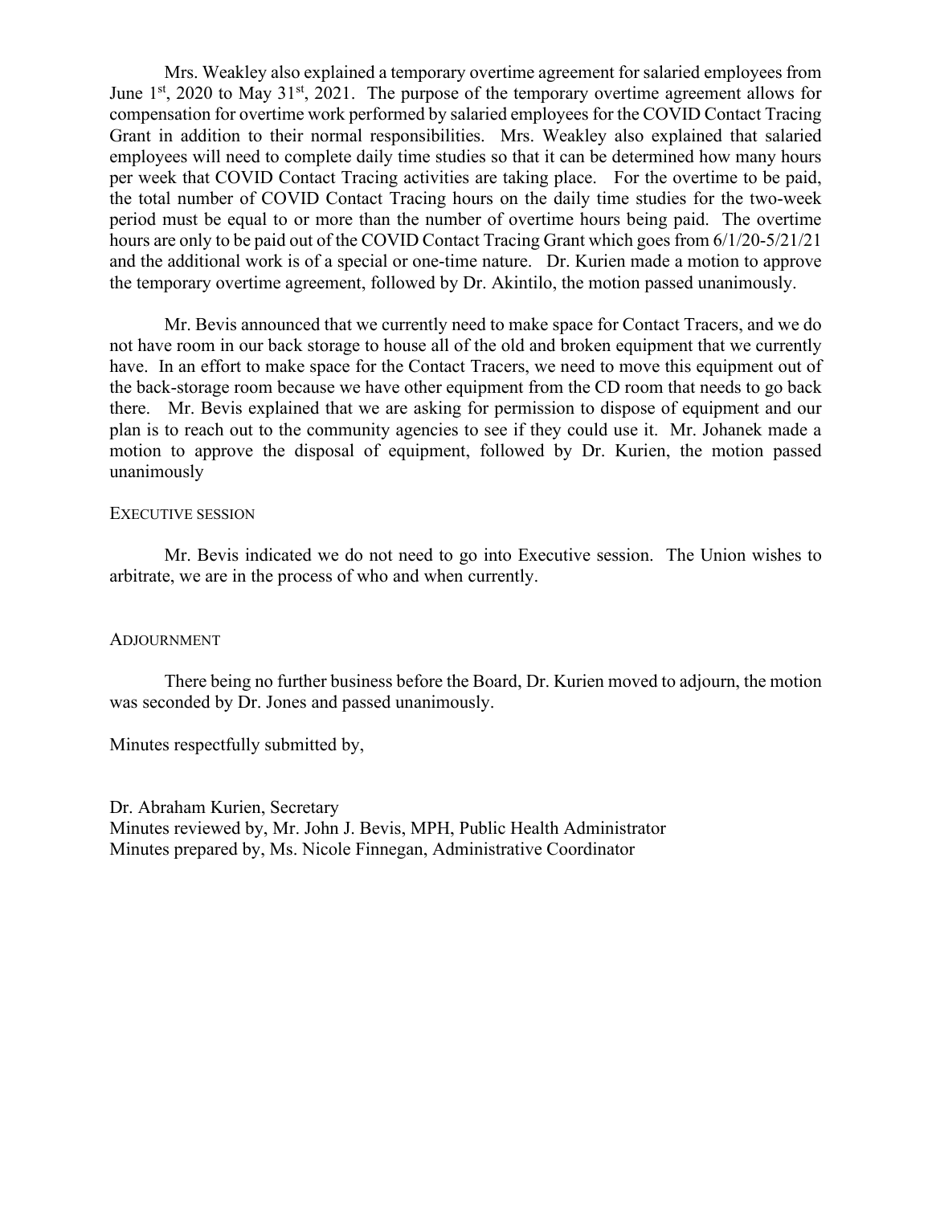Mrs. Weakley also explained a temporary overtime agreement for salaried employees from June 1st, 2020 to May 31st, 2021. The purpose of the temporary overtime agreement allows for compensation for overtime work performed by salaried employees for the COVID Contact Tracing Grant in addition to their normal responsibilities. Mrs. Weakley also explained that salaried employees will need to complete daily time studies so that it can be determined how many hours per week that COVID Contact Tracing activities are taking place. For the overtime to be paid, the total number of COVID Contact Tracing hours on the daily time studies for the two-week period must be equal to or more than the number of overtime hours being paid. The overtime hours are only to be paid out of the COVID Contact Tracing Grant which goes from 6/1/20-5/21/21 and the additional work is of a special or one-time nature. Dr. Kurien made a motion to approve the temporary overtime agreement, followed by Dr. Akintilo, the motion passed unanimously.

Mr. Bevis announced that we currently need to make space for Contact Tracers, and we do not have room in our back storage to house all of the old and broken equipment that we currently have. In an effort to make space for the Contact Tracers, we need to move this equipment out of the back-storage room because we have other equipment from the CD room that needs to go back there. Mr. Bevis explained that we are asking for permission to dispose of equipment and our plan is to reach out to the community agencies to see if they could use it. Mr. Johanek made a motion to approve the disposal of equipment, followed by Dr. Kurien, the motion passed unanimously

## EXECUTIVE SESSION

Mr. Bevis indicated we do not need to go into Executive session. The Union wishes to arbitrate, we are in the process of who and when currently.

## ADJOURNMENT

There being no further business before the Board, Dr. Kurien moved to adjourn, the motion was seconded by Dr. Jones and passed unanimously.

Minutes respectfully submitted by,

Dr. Abraham Kurien, Secretary
Minutes reviewed by, Mr. John J. Bevis, MPH, Public Health Administrator
Minutes prepared by, Ms. Nicole Finnegan, Administrative Coordinator